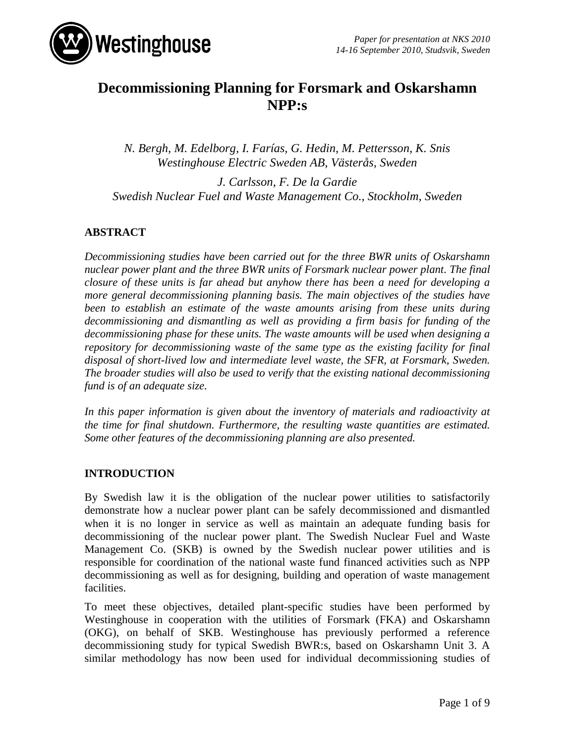*Paper for presentation at NKS 2010*
*14-16 September 2010, Studsvik, Sweden*

# Decommissioning Planning for Forsmark and Oskarshamn NPP:s

*N. Bergh, M. Edelborg, I. Farías, G. Hedin, M. Pettersson, K. Snis*
*Westinghouse Electric Sweden AB, Västerås, Sweden*

*J. Carlsson, F. De la Gardie*
*Swedish Nuclear Fuel and Waste Management Co., Stockholm, Sweden*

## ABSTRACT

*Decommissioning studies have been carried out for the three BWR units of Oskarshamn nuclear power plant and the three BWR units of Forsmark nuclear power plant. The final closure of these units is far ahead but anyhow there has been a need for developing a more general decommissioning planning basis. The main objectives of the studies have been to establish an estimate of the waste amounts arising from these units during decommissioning and dismantling as well as providing a firm basis for funding of the decommissioning phase for these units. The waste amounts will be used when designing a repository for decommissioning waste of the same type as the existing facility for final disposal of short-lived low and intermediate level waste, the SFR, at Forsmark, Sweden. The broader studies will also be used to verify that the existing national decommissioning fund is of an adequate size.*

*In this paper information is given about the inventory of materials and radioactivity at the time for final shutdown. Furthermore, the resulting waste quantities are estimated. Some other features of the decommissioning planning are also presented.*

## INTRODUCTION

By Swedish law it is the obligation of the nuclear power utilities to satisfactorily demonstrate how a nuclear power plant can be safely decommissioned and dismantled when it is no longer in service as well as maintain an adequate funding basis for decommissioning of the nuclear power plant. The Swedish Nuclear Fuel and Waste Management Co. (SKB) is owned by the Swedish nuclear power utilities and is responsible for coordination of the national waste fund financed activities such as NPP decommissioning as well as for designing, building and operation of waste management facilities.

To meet these objectives, detailed plant-specific studies have been performed by Westinghouse in cooperation with the utilities of Forsmark (FKA) and Oskarshamn (OKG), on behalf of SKB. Westinghouse has previously performed a reference decommissioning study for typical Swedish BWR:s, based on Oskarshamn Unit 3. A similar methodology has now been used for individual decommissioning studies of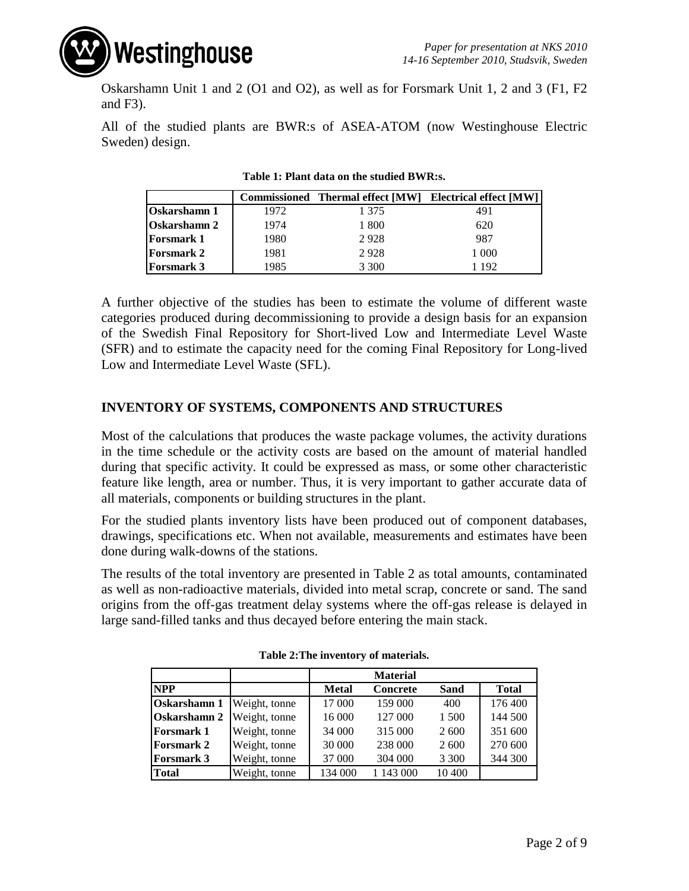Oskarshamn Unit 1 and 2 (O1 and O2), as well as for Forsmark Unit 1, 2 and 3 (F1, F2 and F3).

All of the studied plants are BWR:s of ASEA-ATOM (now Westinghouse Electric Sweden) design.

**Table 1: Plant data on the studied BWR:s.**

| | Commissioned | Thermal effect [MW] | Electrical effect [MW] |
|---|---|---|---|
| **Oskarshamn 1** | 1972 | 1 375 | 491 |
| **Oskarshamn 2** | 1974 | 1 800 | 620 |
| **Forsmark 1** | 1980 | 2 928 | 987 |
| **Forsmark 2** | 1981 | 2 928 | 1 000 |
| **Forsmark 3** | 1985 | 3 300 | 1 192 |

A further objective of the studies has been to estimate the volume of different waste categories produced during decommissioning to provide a design basis for an expansion of the Swedish Final Repository for Short-lived Low and Intermediate Level Waste (SFR) and to estimate the capacity need for the coming Final Repository for Long-lived Low and Intermediate Level Waste (SFL).

## INVENTORY OF SYSTEMS, COMPONENTS AND STRUCTURES

Most of the calculations that produces the waste package volumes, the activity durations in the time schedule or the activity costs are based on the amount of material handled during that specific activity. It could be expressed as mass, or some other characteristic feature like length, area or number. Thus, it is very important to gather accurate data of all materials, components or building structures in the plant.

For the studied plants inventory lists have been produced out of component databases, drawings, specifications etc. When not available, measurements and estimates have been done during walk-downs of the stations.

The results of the total inventory are presented in Table 2 as total amounts, contaminated as well as non-radioactive materials, divided into metal scrap, concrete or sand. The sand origins from the off-gas treatment delay systems where the off-gas release is delayed in large sand-filled tanks and thus decayed before entering the main stack.

**Table 2:The inventory of materials.**

| | | Material | | | |
|---|---|---|---|---|---|
| **NPP** | | **Metal** | **Concrete** | **Sand** | **Total** |
| **Oskarshamn 1** | Weight, tonne | 17 000 | 159 000 | 400 | 176 400 |
| **Oskarshamn 2** | Weight, tonne | 16 000 | 127 000 | 1 500 | 144 500 |
| **Forsmark 1** | Weight, tonne | 34 000 | 315 000 | 2 600 | 351 600 |
| **Forsmark 2** | Weight, tonne | 30 000 | 238 000 | 2 600 | 270 600 |
| **Forsmark 3** | Weight, tonne | 37 000 | 304 000 | 3 300 | 344 300 |
| **Total** | Weight, tonne | 134 000 | 1 143 000 | 10 400 | |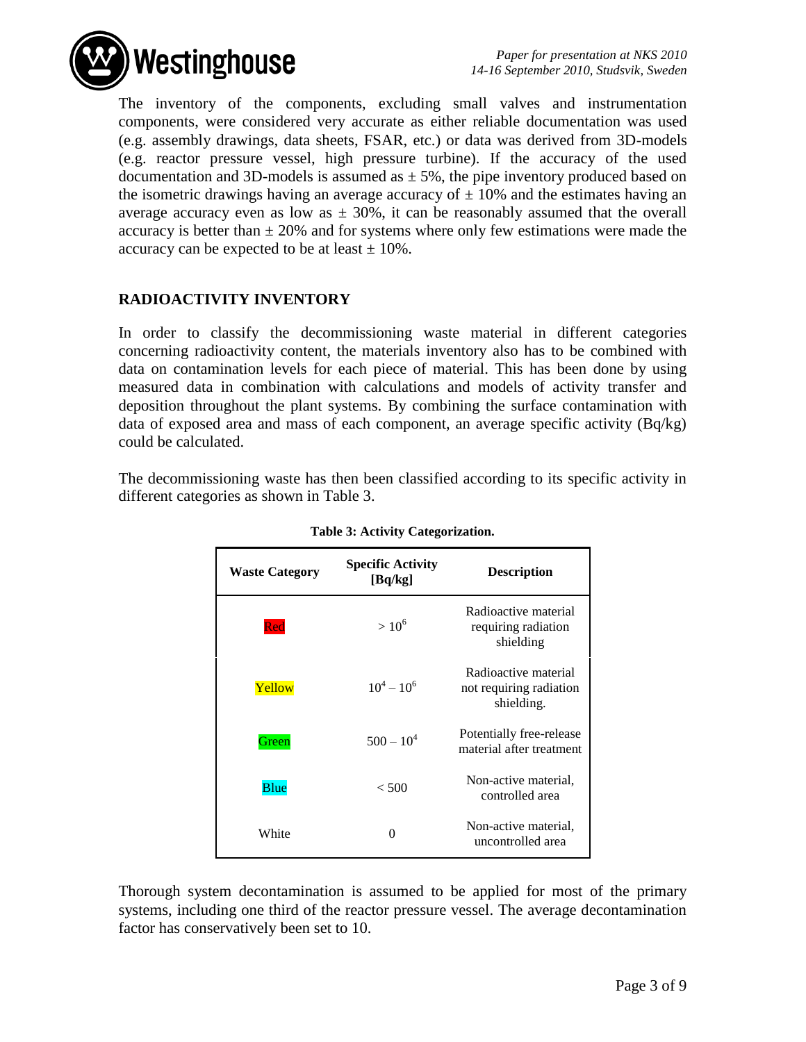The inventory of the components, excluding small valves and instrumentation components, were considered very accurate as either reliable documentation was used (e.g. assembly drawings, data sheets, FSAR, etc.) or data was derived from 3D-models (e.g. reactor pressure vessel, high pressure turbine). If the accuracy of the used documentation and 3D-models is assumed as $\pm$ 5%, the pipe inventory produced based on the isometric drawings having an average accuracy of $\pm$ 10% and the estimates having an average accuracy even as low as $\pm$ 30%, it can be reasonably assumed that the overall accuracy is better than $\pm$ 20% and for systems where only few estimations were made the accuracy can be expected to be at least $\pm$ 10%.

## RADIOACTIVITY INVENTORY

In order to classify the decommissioning waste material in different categories concerning radioactivity content, the materials inventory also has to be combined with data on contamination levels for each piece of material. This has been done by using measured data in combination with calculations and models of activity transfer and deposition throughout the plant systems. By combining the surface contamination with data of exposed area and mass of each component, an average specific activity (Bq/kg) could be calculated.

The decommissioning waste has then been classified according to its specific activity in different categories as shown in Table 3.

**Table 3: Activity Categorization.**

| Waste Category | Specific Activity [Bq/kg] | Description |
|---|---|---|
| Red | $> 10^6$ | Radioactive material requiring radiation shielding |
| Yellow | $10^4 – 10^6$ | Radioactive material not requiring radiation shielding. |
| Green | $500 – 10^4$ | Potentially free-release material after treatment |
| Blue | $< 500$ | Non-active material, controlled area |
| White | 0 | Non-active material, uncontrolled area |

Thorough system decontamination is assumed to be applied for most of the primary systems, including one third of the reactor pressure vessel. The average decontamination factor has conservatively been set to 10.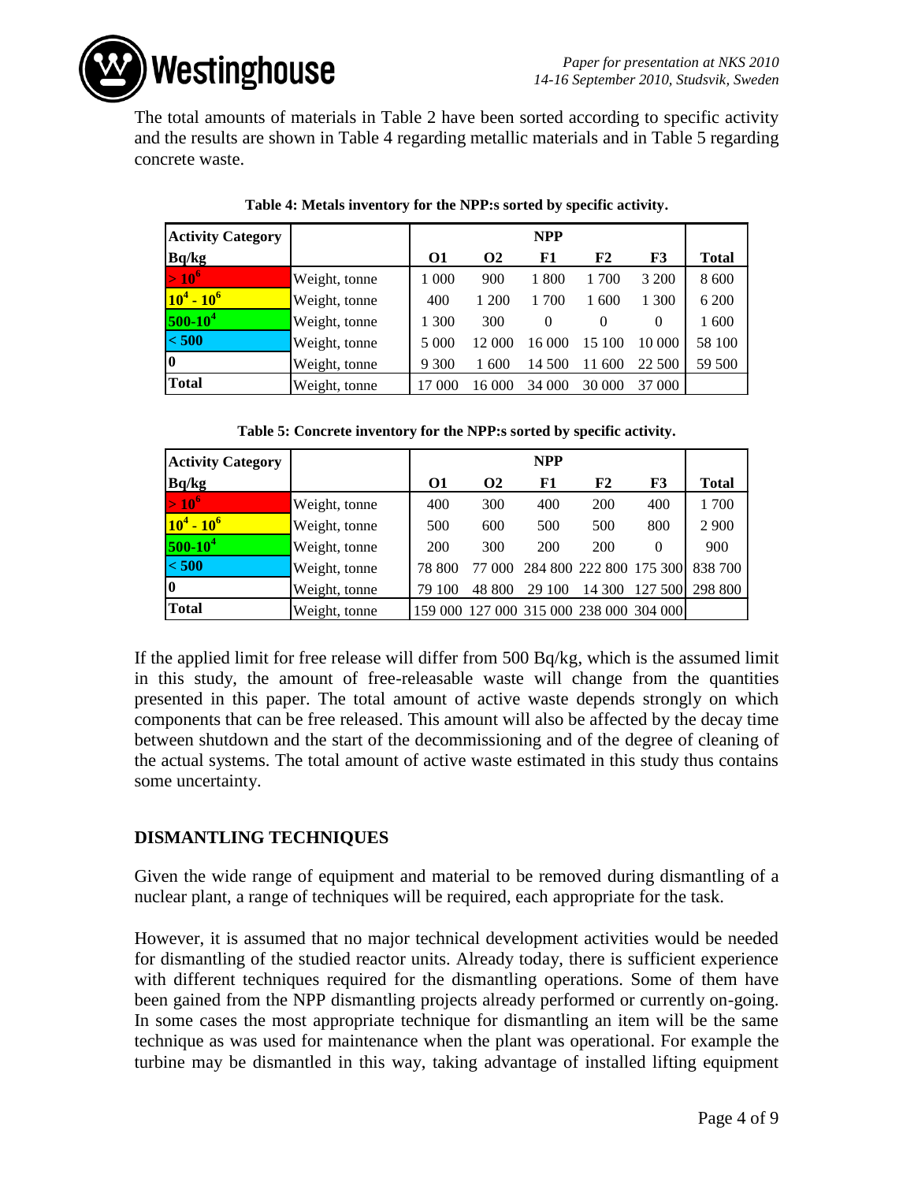The total amounts of materials in Table 2 have been sorted according to specific activity and the results are shown in Table 4 regarding metallic materials and in Table 5 regarding concrete waste.

**Table 4: Metals inventory for the NPP:s sorted by specific activity.**

| Activity Category | | NPP | | | | | |
|---|---|---|---|---|---|---|---|
| Bq/kg | | O1 | O2 | F1 | F2 | F3 | Total |
| $> 10^6$ | Weight, tonne | 1 000 | 900 | 1 800 | 1 700 | 3 200 | 8 600 |
| $10^4 - 10^6$ | Weight, tonne | 400 | 1 200 | 1 700 | 1 600 | 1 300 | 6 200 |
| $500\text{-}10^4$ | Weight, tonne | 1 300 | 300 | 0 | 0 | 0 | 1 600 |
| < 500 | Weight, tonne | 5 000 | 12 000 | 16 000 | 15 100 | 10 000 | 58 100 |
| 0 | Weight, tonne | 9 300 | 1 600 | 14 500 | 11 600 | 22 500 | 59 500 |
| Total | Weight, tonne | 17 000 | 16 000 | 34 000 | 30 000 | 37 000 | |

**Table 5: Concrete inventory for the NPP:s sorted by specific activity.**

| Activity Category | | NPP | | | | | |
|---|---|---|---|---|---|---|---|
| Bq/kg | | O1 | O2 | F1 | F2 | F3 | Total |
| $> 10^6$ | Weight, tonne | 400 | 300 | 400 | 200 | 400 | 1 700 |
| $10^4 - 10^6$ | Weight, tonne | 500 | 600 | 500 | 500 | 800 | 2 900 |
| $500\text{-}10^4$ | Weight, tonne | 200 | 300 | 200 | 200 | 0 | 900 |
| < 500 | Weight, tonne | 78 800 | 77 000 | 284 800 | 222 800 | 175 300 | 838 700 |
| 0 | Weight, tonne | 79 100 | 48 800 | 29 100 | 14 300 | 127 500 | 298 800 |
| Total | Weight, tonne | 159 000 | 127 000 | 315 000 | 238 000 | 304 000 | |

If the applied limit for free release will differ from 500 Bq/kg, which is the assumed limit in this study, the amount of free-releasable waste will change from the quantities presented in this paper. The total amount of active waste depends strongly on which components that can be free released. This amount will also be affected by the decay time between shutdown and the start of the decommissioning and of the degree of cleaning of the actual systems. The total amount of active waste estimated in this study thus contains some uncertainty.

## DISMANTLING TECHNIQUES

Given the wide range of equipment and material to be removed during dismantling of a nuclear plant, a range of techniques will be required, each appropriate for the task.

However, it is assumed that no major technical development activities would be needed for dismantling of the studied reactor units. Already today, there is sufficient experience with different techniques required for the dismantling operations. Some of them have been gained from the NPP dismantling projects already performed or currently on-going. In some cases the most appropriate technique for dismantling an item will be the same technique as was used for maintenance when the plant was operational. For example the turbine may be dismantled in this way, taking advantage of installed lifting equipment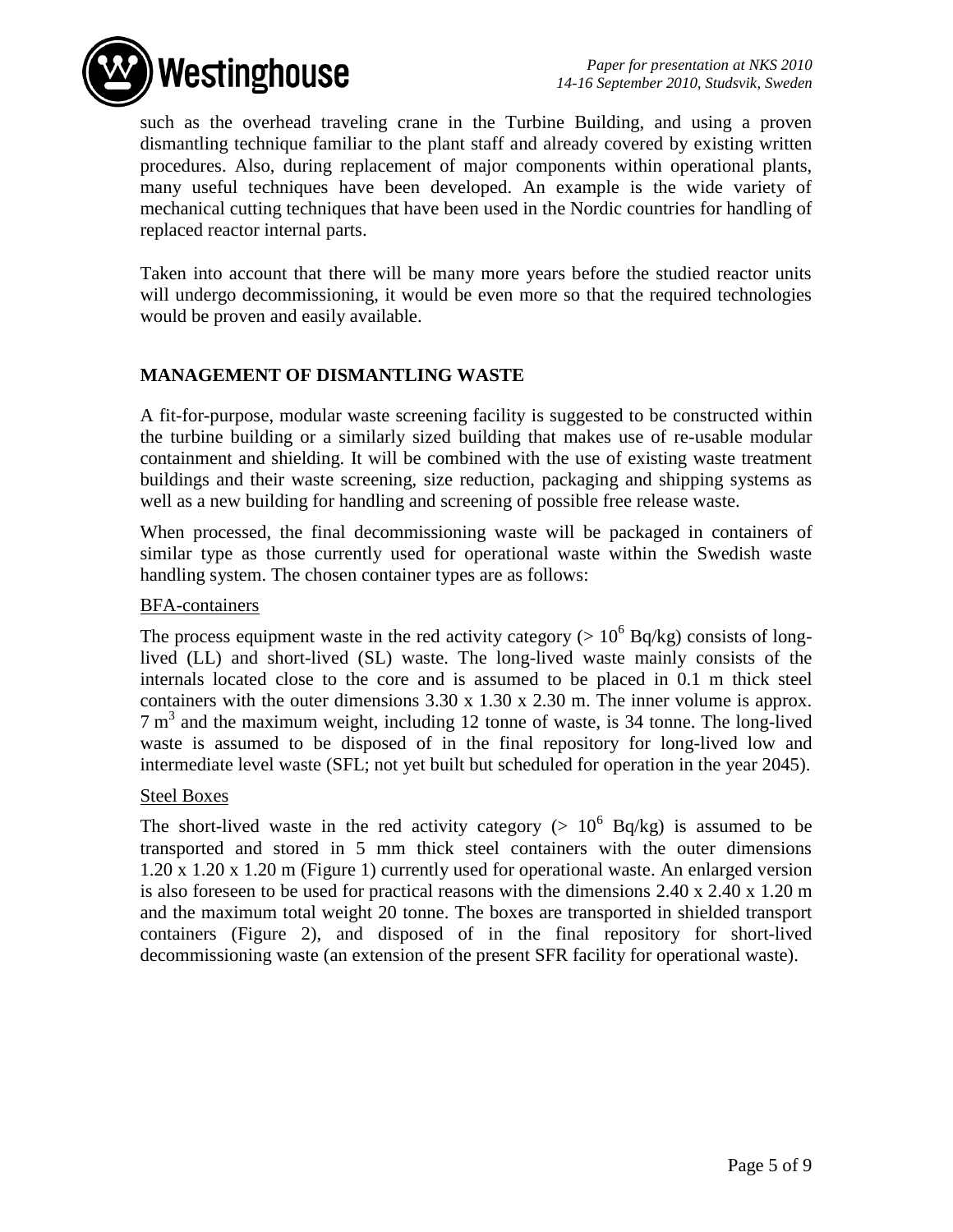such as the overhead traveling crane in the Turbine Building, and using a proven dismantling technique familiar to the plant staff and already covered by existing written procedures. Also, during replacement of major components within operational plants, many useful techniques have been developed. An example is the wide variety of mechanical cutting techniques that have been used in the Nordic countries for handling of replaced reactor internal parts.

Taken into account that there will be many more years before the studied reactor units will undergo decommissioning, it would be even more so that the required technologies would be proven and easily available.

## MANAGEMENT OF DISMANTLING WASTE

A fit-for-purpose, modular waste screening facility is suggested to be constructed within the turbine building or a similarly sized building that makes use of re-usable modular containment and shielding. It will be combined with the use of existing waste treatment buildings and their waste screening, size reduction, packaging and shipping systems as well as a new building for handling and screening of possible free release waste.

When processed, the final decommissioning waste will be packaged in containers of similar type as those currently used for operational waste within the Swedish waste handling system. The chosen container types are as follows:

<u>BFA-containers</u>

The process equipment waste in the red activity category ($> 10^6$ Bq/kg) consists of long-lived (LL) and short-lived (SL) waste. The long-lived waste mainly consists of the internals located close to the core and is assumed to be placed in 0.1 m thick steel containers with the outer dimensions 3.30 x 1.30 x 2.30 m. The inner volume is approx. 7 $m^3$ and the maximum weight, including 12 tonne of waste, is 34 tonne. The long-lived waste is assumed to be disposed of in the final repository for long-lived low and intermediate level waste (SFL; not yet built but scheduled for operation in the year 2045).

<u>Steel Boxes</u>

The short-lived waste in the red activity category ($> 10^6$ Bq/kg) is assumed to be transported and stored in 5 mm thick steel containers with the outer dimensions 1.20 x 1.20 x 1.20 m (Figure 1) currently used for operational waste. An enlarged version is also foreseen to be used for practical reasons with the dimensions 2.40 x 2.40 x 1.20 m and the maximum total weight 20 tonne. The boxes are transported in shielded transport containers (Figure 2), and disposed of in the final repository for short-lived decommissioning waste (an extension of the present SFR facility for operational waste).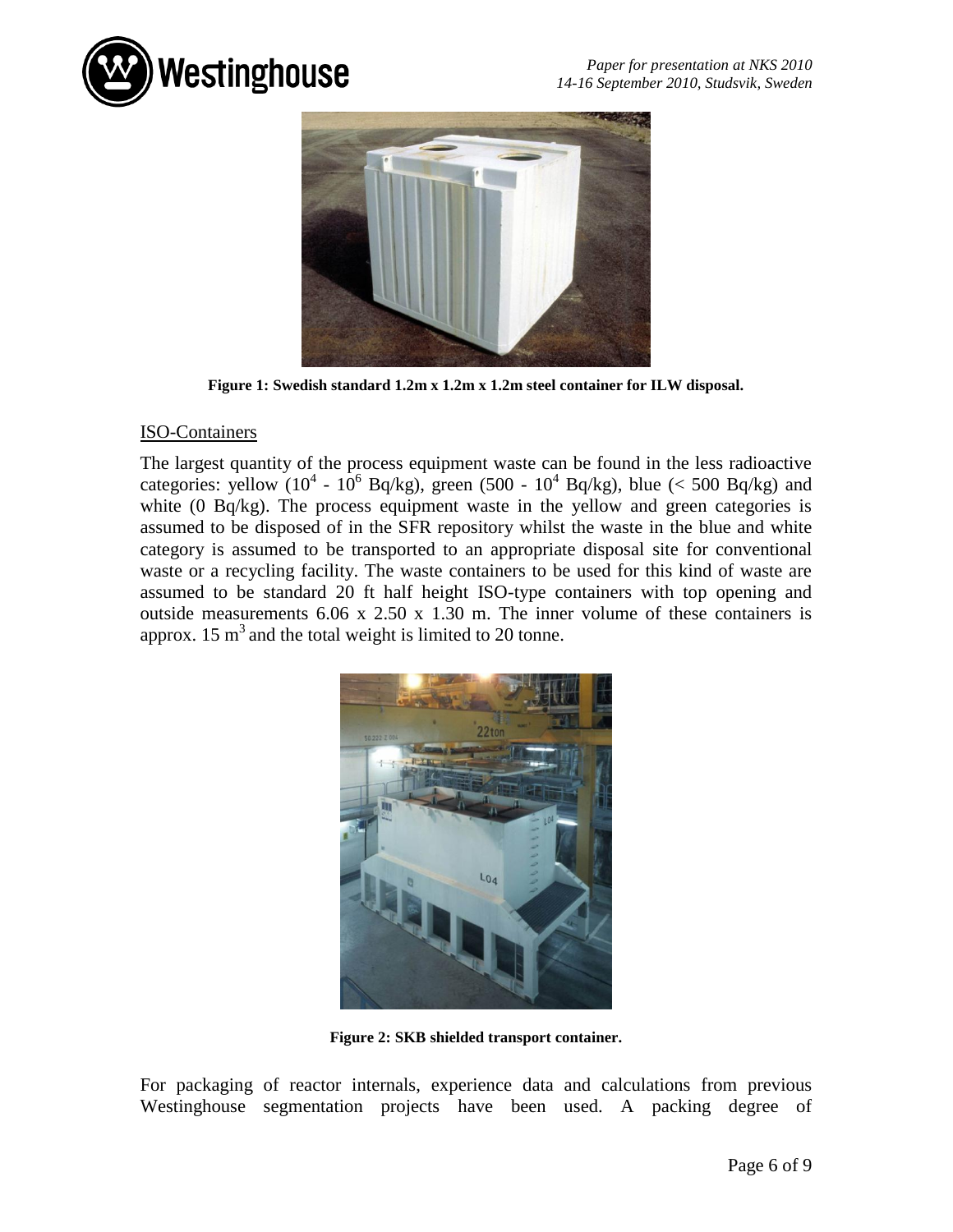Figure 1: Swedish standard 1.2m x 1.2m x 1.2m steel container for ILW disposal.

## ISO-Containers

The largest quantity of the process equipment waste can be found in the less radioactive categories: yellow ($10^4$ - $10^6$ Bq/kg), green (500 - $10^4$ Bq/kg), blue (< 500 Bq/kg) and white (0 Bq/kg). The process equipment waste in the yellow and green categories is assumed to be disposed of in the SFR repository whilst the waste in the blue and white category is assumed to be transported to an appropriate disposal site for conventional waste or a recycling facility. The waste containers to be used for this kind of waste are assumed to be standard 20 ft half height ISO-type containers with top opening and outside measurements 6.06 x 2.50 x 1.30 m. The inner volume of these containers is approx. 15 $m^3$ and the total weight is limited to 20 tonne.

Figure 2: SKB shielded transport container.

For packaging of reactor internals, experience data and calculations from previous Westinghouse segmentation projects have been used. A packing degree of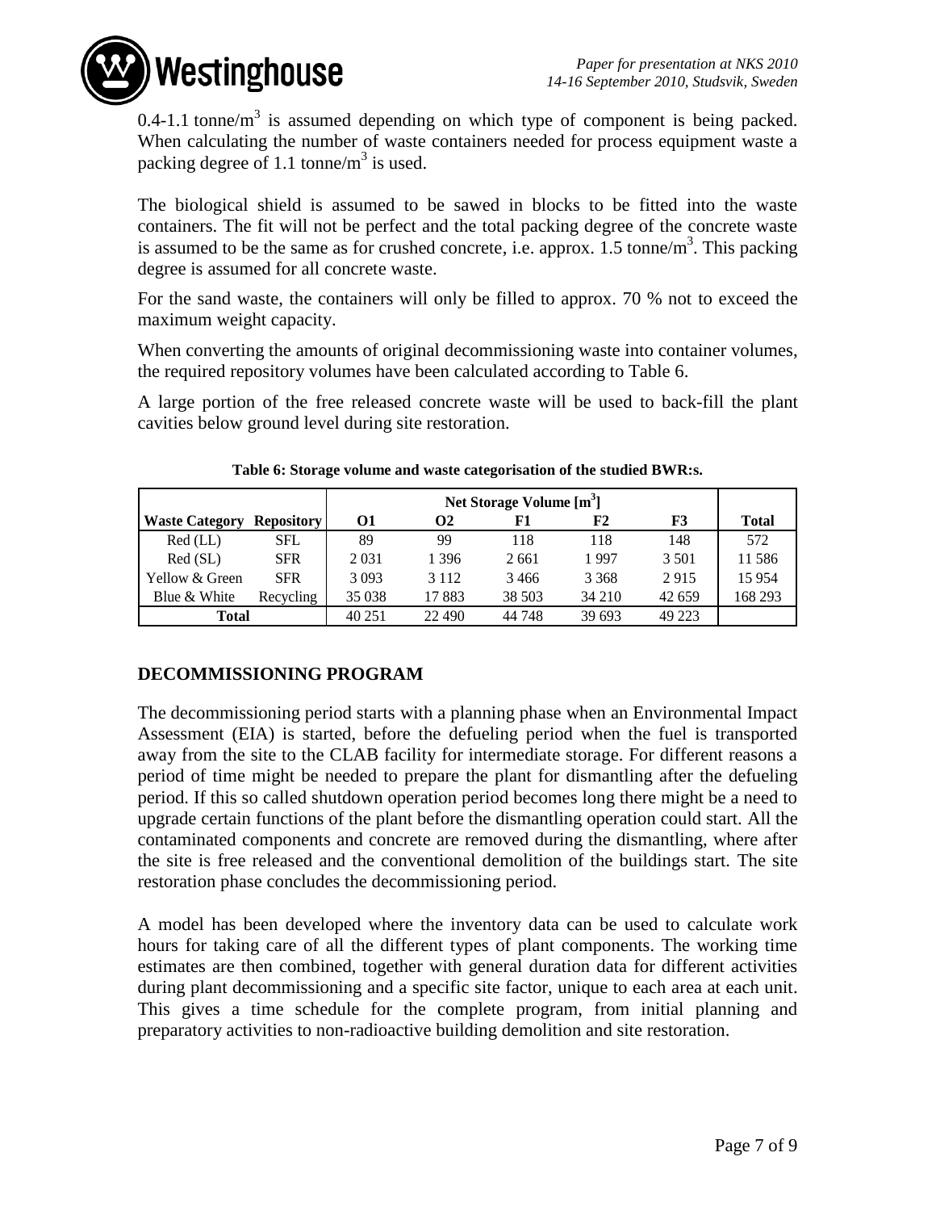0.4-1.1 tonne/m$^3$ is assumed depending on which type of component is being packed. When calculating the number of waste containers needed for process equipment waste a packing degree of 1.1 tonne/m$^3$ is used.

The biological shield is assumed to be sawed in blocks to be fitted into the waste containers. The fit will not be perfect and the total packing degree of the concrete waste is assumed to be the same as for crushed concrete, i.e. approx. 1.5 tonne/m$^3$. This packing degree is assumed for all concrete waste.

For the sand waste, the containers will only be filled to approx. 70 % not to exceed the maximum weight capacity.

When converting the amounts of original decommissioning waste into container volumes, the required repository volumes have been calculated according to Table 6.

A large portion of the free released concrete waste will be used to back-fill the plant cavities below ground level during site restoration.

**Table 6: Storage volume and waste categorisation of the studied BWR:s.**

| | | Net Storage Volume [m$^3$] | | | | | |
|---|---|---|---|---|---|---|---|
| **Waste Category** | **Repository** | **O1** | **O2** | **F1** | **F2** | **F3** | **Total** |
| Red (LL) | SFL | 89 | 99 | 118 | 118 | 148 | 572 |
| Red (SL) | SFR | 2 031 | 1 396 | 2 661 | 1 997 | 3 501 | 11 586 |
| Yellow & Green | SFR | 3 093 | 3 112 | 3 466 | 3 368 | 2 915 | 15 954 |
| Blue & White | Recycling | 35 038 | 17 883 | 38 503 | 34 210 | 42 659 | 168 293 |
| **Total** | | 40 251 | 22 490 | 44 748 | 39 693 | 49 223 | |

## DECOMMISSIONING PROGRAM

The decommissioning period starts with a planning phase when an Environmental Impact Assessment (EIA) is started, before the defueling period when the fuel is transported away from the site to the CLAB facility for intermediate storage. For different reasons a period of time might be needed to prepare the plant for dismantling after the defueling period. If this so called shutdown operation period becomes long there might be a need to upgrade certain functions of the plant before the dismantling operation could start. All the contaminated components and concrete are removed during the dismantling, where after the site is free released and the conventional demolition of the buildings start. The site restoration phase concludes the decommissioning period.

A model has been developed where the inventory data can be used to calculate work hours for taking care of all the different types of plant components. The working time estimates are then combined, together with general duration data for different activities during plant decommissioning and a specific site factor, unique to each area at each unit. This gives a time schedule for the complete program, from initial planning and preparatory activities to non-radioactive building demolition and site restoration.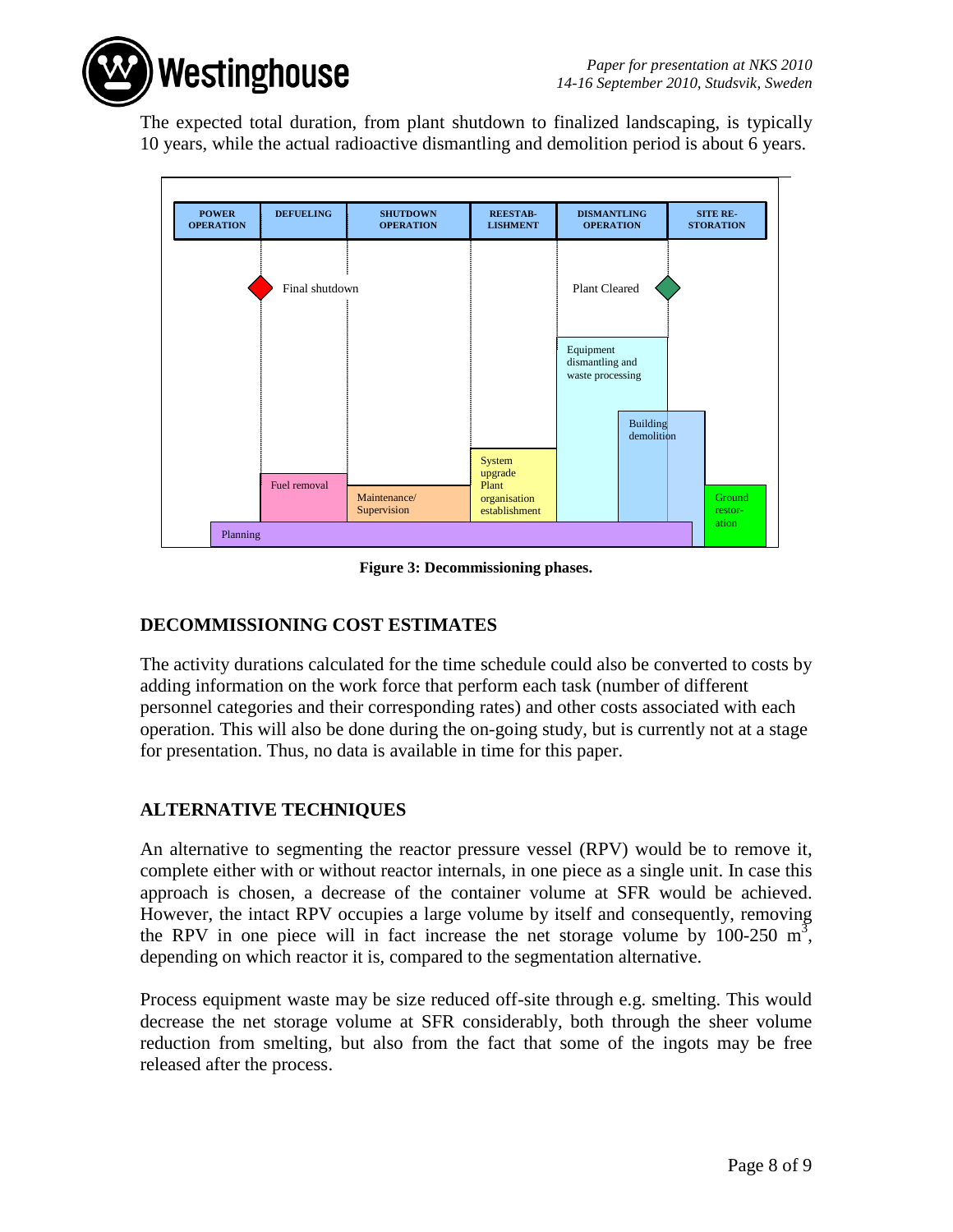The expected total duration, from plant shutdown to finalized landscaping, is typically 10 years, while the actual radioactive dismantling and demolition period is about 6 years.

**Figure 3: Decommissioning phases.**

## DECOMMISSIONING COST ESTIMATES

The activity durations calculated for the time schedule could also be converted to costs by adding information on the work force that perform each task (number of different personnel categories and their corresponding rates) and other costs associated with each operation. This will also be done during the on-going study, but is currently not at a stage for presentation. Thus, no data is available in time for this paper.

## ALTERNATIVE TECHNIQUES

An alternative to segmenting the reactor pressure vessel (RPV) would be to remove it, complete either with or without reactor internals, in one piece as a single unit. In case this approach is chosen, a decrease of the container volume at SFR would be achieved. However, the intact RPV occupies a large volume by itself and consequently, removing the RPV in one piece will in fact increase the net storage volume by 100-250 $m^3$, depending on which reactor it is, compared to the segmentation alternative.

Process equipment waste may be size reduced off-site through e.g. smelting. This would decrease the net storage volume at SFR considerably, both through the sheer volume reduction from smelting, but also from the fact that some of the ingots may be free released after the process.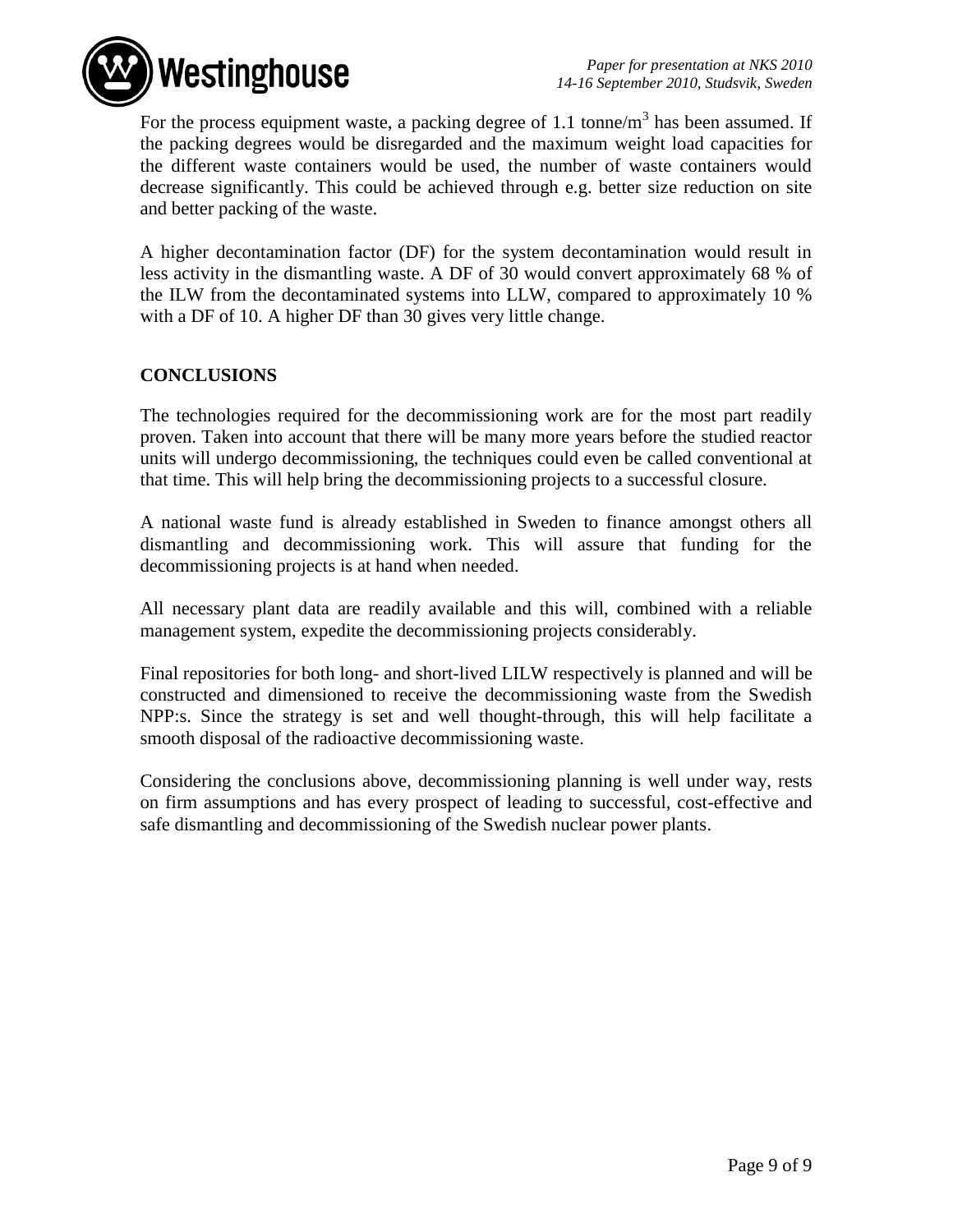For the process equipment waste, a packing degree of 1.1 tonne/$m^3$ has been assumed. If the packing degrees would be disregarded and the maximum weight load capacities for the different waste containers would be used, the number of waste containers would decrease significantly. This could be achieved through e.g. better size reduction on site and better packing of the waste.

A higher decontamination factor (DF) for the system decontamination would result in less activity in the dismantling waste. A DF of 30 would convert approximately 68 % of the ILW from the decontaminated systems into LLW, compared to approximately 10 % with a DF of 10. A higher DF than 30 gives very little change.

## CONCLUSIONS

The technologies required for the decommissioning work are for the most part readily proven. Taken into account that there will be many more years before the studied reactor units will undergo decommissioning, the techniques could even be called conventional at that time. This will help bring the decommissioning projects to a successful closure.

A national waste fund is already established in Sweden to finance amongst others all dismantling and decommissioning work. This will assure that funding for the decommissioning projects is at hand when needed.

All necessary plant data are readily available and this will, combined with a reliable management system, expedite the decommissioning projects considerably.

Final repositories for both long- and short-lived LILW respectively is planned and will be constructed and dimensioned to receive the decommissioning waste from the Swedish NPP:s. Since the strategy is set and well thought-through, this will help facilitate a smooth disposal of the radioactive decommissioning waste.

Considering the conclusions above, decommissioning planning is well under way, rests on firm assumptions and has every prospect of leading to successful, cost-effective and safe dismantling and decommissioning of the Swedish nuclear power plants.